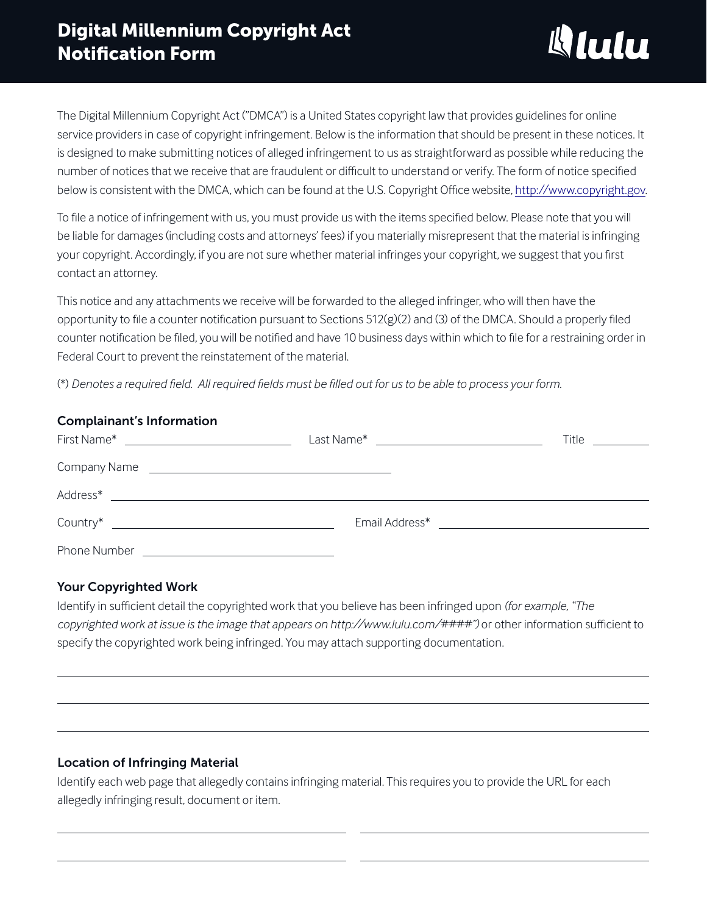# Digital Millennium Copyright Act Notification Form

lulu

The Digital Millennium Copyright Act ("DMCA") is a United States copyright law that provides guidelines for online service providers in case of copyright infringement. Below is the information that should be present in these notices. It is designed to make submitting notices of alleged infringement to us as straightforward as possible while reducing the number of notices that we receive that are fraudulent or difficult to understand or verify. The form of notice specified below is consistent with the DMCA, which can be found at the U.S. Copyright Office website, http://www.copyright.gov.

To file a notice of infringement with us, you must provide us with the items specified below. Please note that you will be liable for damages (including costs and attorneys' fees) if you materially misrepresent that the material is infringing your copyright. Accordingly, if you are not sure whether material infringes your copyright, we suggest that you first contact an attorney.

This notice and any attachments we receive will be forwarded to the alleged infringer, who will then have the opportunity to file a counter notification pursuant to Sections 512(g)(2) and (3) of the DMCA. Should a properly filed counter notification be filed, you will be notified and have 10 business days within which to file for a restraining order in Federal Court to prevent the reinstatement of the material.

(*) *Denotes a required field. All required fields must be filled out for us to be able to process your form.*

### Complainant's Information

First Name* \_\_\_\_\_\_\_\_\_\_\_\_\_\_\_\_ Last Name* \_\_\_\_\_\_\_\_\_\_\_\_\_\_\_\_ Title \_\_\_\_\_\_\_\_

Company Name \_\_\_\_\_\_\_\_\_\_\_\_\_\_\_\_\_\_\_\_\_\_\_\_

Address* \_\_\_\_\_\_\_\_\_\_\_\_\_\_\_\_\_\_\_\_\_\_\_\_\_\_\_\_\_\_\_\_\_\_\_\_\_\_\_\_

Country* \_\_\_\_\_\_\_\_\_\_\_\_\_\_\_\_\_\_\_\_ Email Address* \_\_\_\_\_\_\_\_\_\_\_\_\_\_\_\_\_\_\_\_

Phone Number \_\_\_\_\_\_\_\_\_\_\_\_\_\_\_\_\_\_\_\_

### Your Copyrighted Work

Identify in sufficient detail the copyrighted work that you believe has been infringed upon *(for example, "The copyrighted work at issue is the image that appears on http://www.lulu.com/####")* or other information sufficient to specify the copyrighted work being infringed. You may attach supporting documentation.

\_\_\_\_\_\_\_\_\_\_\_\_\_\_\_\_\_\_\_\_\_\_\_\_\_\_\_\_\_\_\_\_\_\_\_\_\_\_\_\_

\_\_\_\_\_\_\_\_\_\_\_\_\_\_\_\_\_\_\_\_\_\_\_\_\_\_\_\_\_\_\_\_\_\_\_\_\_\_\_\_

\_\_\_\_\_\_\_\_\_\_\_\_\_\_\_\_\_\_\_\_\_\_\_\_\_\_\_\_\_\_\_\_\_\_\_\_\_\_\_\_

### Location of Infringing Material

Identify each web page that allegedly contains infringing material. This requires you to provide the URL for each allegedly infringing result, document or item.

\_\_\_\_\_\_\_\_\_\_\_\_\_\_\_\_\_\_\_\_ \_\_\_\_\_\_\_\_\_\_\_\_\_\_\_\_\_\_\_\_

\_\_\_\_\_\_\_\_\_\_\_\_\_\_\_\_\_\_\_\_ \_\_\_\_\_\_\_\_\_\_\_\_\_\_\_\_\_\_\_\_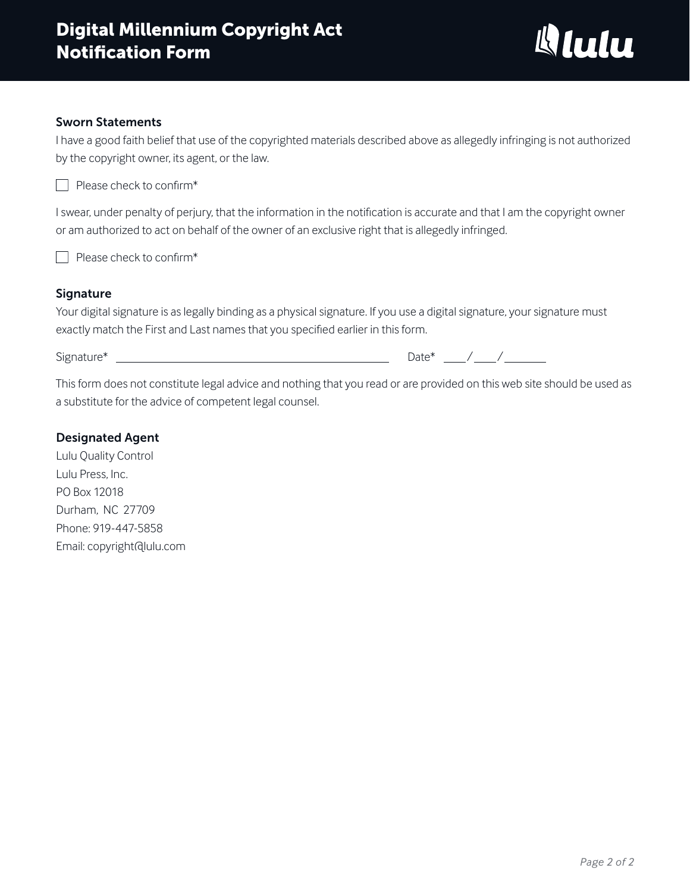# Digital Millennium Copyright Act Notification Form

## Sworn Statements

I have a good faith belief that use of the copyrighted materials described above as allegedly infringing is not authorized by the copyright owner, its agent, or the law.

☐ Please check to confirm*

I swear, under penalty of perjury, that the information in the notification is accurate and that I am the copyright owner or am authorized to act on behalf of the owner of an exclusive right that is allegedly infringed.

☐ Please check to confirm*

## Signature

Your digital signature is as legally binding as a physical signature. If you use a digital signature, your signature must exactly match the First and Last names that you specified earlier in this form.

Signature* ______________________________ Date* ____/____/_______

This form does not constitute legal advice and nothing that you read or are provided on this web site should be used as a substitute for the advice of competent legal counsel.

## Designated Agent

Lulu Quality Control
Lulu Press, Inc.
PO Box 12018
Durham, NC 27709
Phone: 919-447-5858
Email: copyright@lulu.com